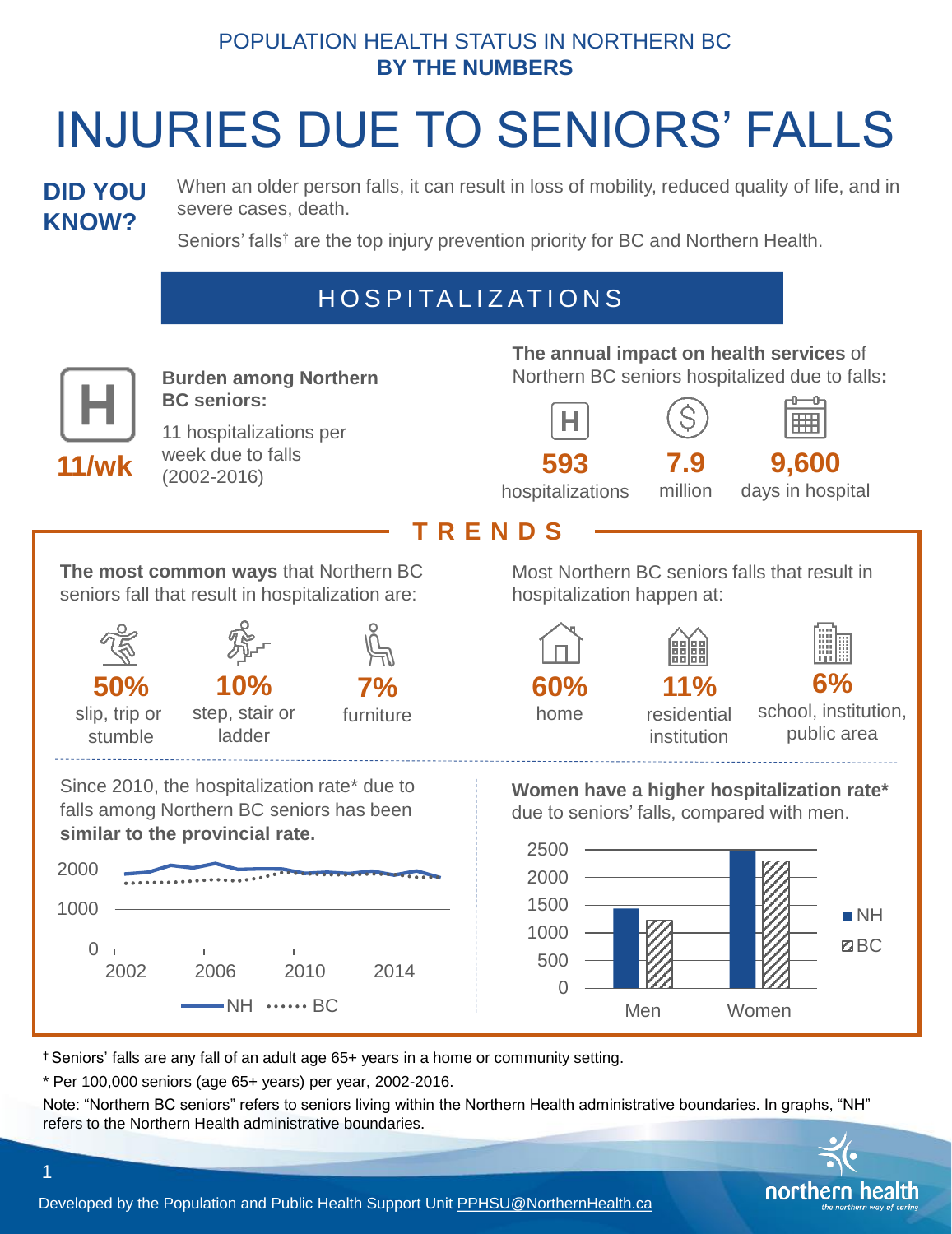POPULATION HEALTH STATUS IN NORTHERN BC
**BY THE NUMBERS**

# INJURIES DUE TO SENIORS' FALLS

**DID YOU KNOW?**

When an older person falls, it can result in loss of mobility, reduced quality of life, and in severe cases, death.

Seniors' falls† are the top injury prevention priority for BC and Northern Health.

## HOSPITALIZATIONS

**11/wk**

**Burden among Northern BC seniors:**

11 hospitalizations per week due to falls (2002-2016)

**The annual impact on health services** of Northern BC seniors hospitalized due to falls**:**

- **593** hospitalizations
- **7.9** million
- **9,600** days in hospital

## TRENDS

**The most common ways** that Northern BC seniors fall that result in hospitalization are:

- **50%** slip, trip or stumble
- **10%** step, stair or ladder
- **7%** furniture

Most Northern BC seniors falls that result in hospitalization happen at:

- **60%** home
- **11%** residential institution
- **6%** school, institution, public area

Since 2010, the hospitalization rate* due to falls among Northern BC seniors has been **similar to the provincial rate.**

**Women have a higher hospitalization rate*** due to seniors' falls, compared with men.

† Seniors' falls are any fall of an adult age 65+ years in a home or community setting.

\* Per 100,000 seniors (age 65+ years) per year, 2002-2016.

Note: "Northern BC seniors" refers to seniors living within the Northern Health administrative boundaries. In graphs, "NH" refers to the Northern Health administrative boundaries.

Developed by the Population and Public Health Support Unit PPHSU@NorthernHealth.ca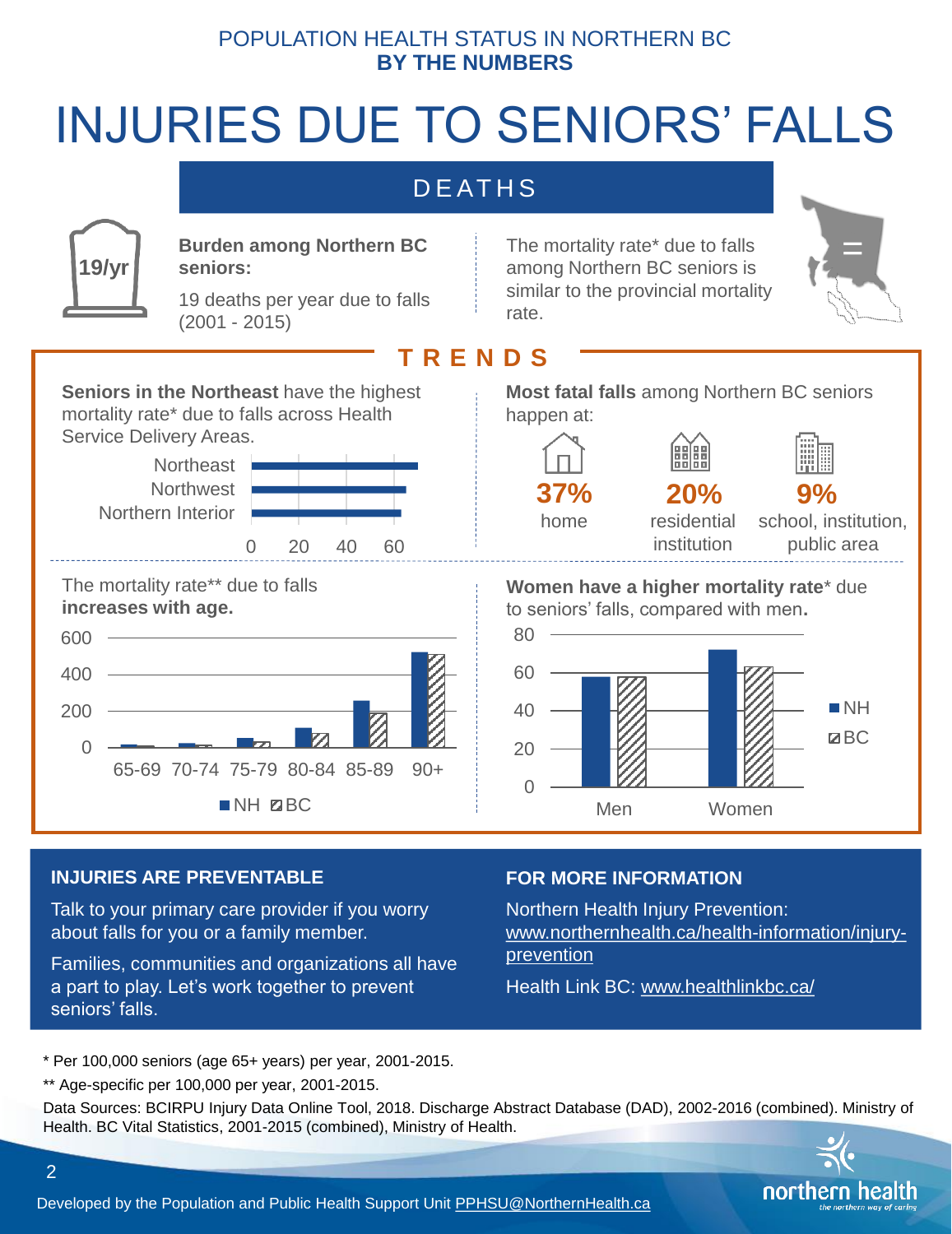POPULATION HEALTH STATUS IN NORTHERN BC
**BY THE NUMBERS**

# INJURIES DUE TO SENIORS' FALLS

## DEATHS

19/yr

**Burden among Northern BC seniors:**

19 deaths per year due to falls (2001 - 2015)

The mortality rate* due to falls among Northern BC seniors is similar to the provincial mortality rate.

=

## TRENDS

**Seniors in the Northeast** have the highest mortality rate* due to falls across Health Service Delivery Areas.

Northeast
Northwest
Northern Interior
0 20 40 60

**Most fatal falls** among Northern BC seniors happen at:

**37%** home

**20%** residential institution

**9%** school, institution, public area

The mortality rate** due to falls **increases with age.**

600
400
200
0
65-69 70-74 75-79 80-84 85-89 90+
NH BC

**Women have a higher mortality rate*** due to seniors' falls, compared with men.

80
60
40
20
0
Men Women
NH
BC

### INJURIES ARE PREVENTABLE

Talk to your primary care provider if you worry about falls for you or a family member.

Families, communities and organizations all have a part to play. Let's work together to prevent seniors' falls.

### FOR MORE INFORMATION

Northern Health Injury Prevention: www.northernhealth.ca/health-information/injury-prevention

Health Link BC: www.healthlinkbc.ca/

\* Per 100,000 seniors (age 65+ years) per year, 2001-2015.

** Age-specific per 100,000 per year, 2001-2015.

Data Sources: BCIRPU Injury Data Online Tool, 2018. Discharge Abstract Database (DAD), 2002-2016 (combined). Ministry of Health. BC Vital Statistics, 2001-2015 (combined), Ministry of Health.

Developed by the Population and Public Health Support Unit PPHSU@NorthernHealth.ca

northern health
the northern way of caring